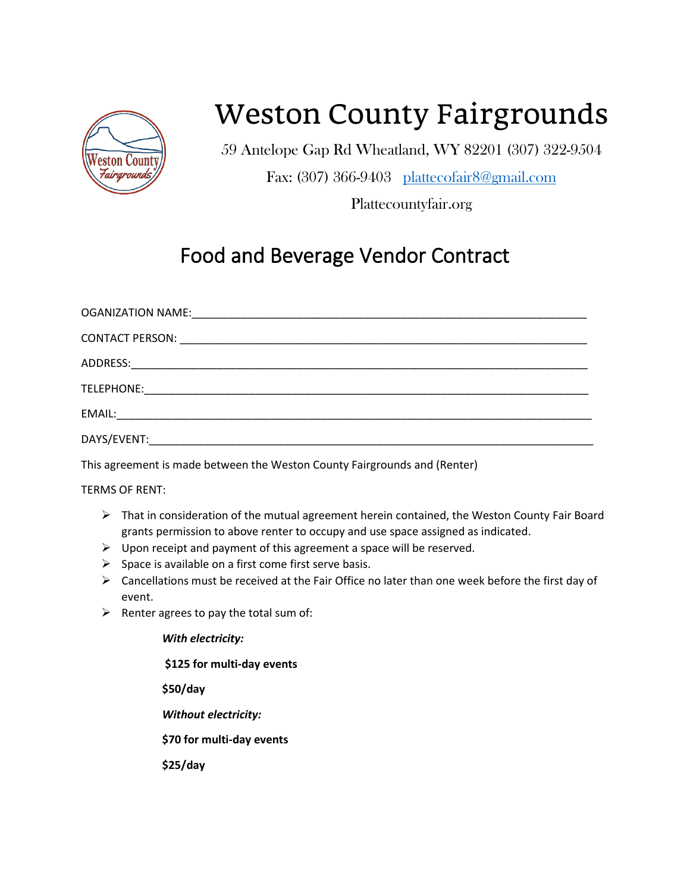# Weston County Fairgrounds

59 Antelope Gap Rd Wheatland, WY 82201 (307) 322-9504

Fax: (307) 366-9403 plattecofair8@gmail.com

Plattecountyfair.org

## Food and Beverage Vendor Contract

OGANIZATION NAME:_______________________________________________________________

CONTACT PERSON: _______________________________________________________________

ADDRESS:_______________________________________________________________________

TELEPHONE:_____________________________________________________________________

EMAIL:_________________________________________________________________________

DAYS/EVENT:____________________________________________________________________

This agreement is made between the Weston County Fairgrounds and (Renter)

TERMS OF RENT:

- That in consideration of the mutual agreement herein contained, the Weston County Fair Board grants permission to above renter to occupy and use space assigned as indicated.
- Upon receipt and payment of this agreement a space will be reserved.
- Space is available on a first come first serve basis.
- Cancellations must be received at the Fair Office no later than one week before the first day of event.
- Renter agrees to pay the total sum of:

***With electricity:***

**$125 for multi-day events**

**$50/day**

***Without electricity:***

**$70 for multi-day events**

**$25/day**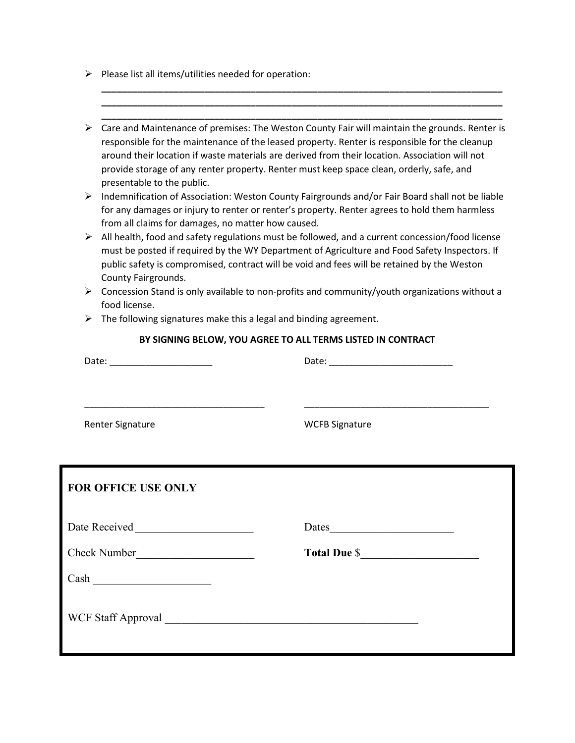- Please list all items/utilities needed for operation:

  ______________________________________________________________________________
  ______________________________________________________________________________
  ______________________________________________________________________________

- Care and Maintenance of premises: The Weston County Fair will maintain the grounds. Renter is responsible for the maintenance of the leased property. Renter is responsible for the cleanup around their location if waste materials are derived from their location. Association will not provide storage of any renter property. Renter must keep space clean, orderly, safe, and presentable to the public.
- Indemnification of Association: Weston County Fairgrounds and/or Fair Board shall not be liable for any damages or injury to renter or renter's property. Renter agrees to hold them harmless from all claims for damages, no matter how caused.
- All health, food and safety regulations must be followed, and a current concession/food license must be posted if required by the WY Department of Agriculture and Food Safety Inspectors. If public safety is compromised, contract will be void and fees will be retained by the Weston County Fairgrounds.
- Concession Stand is only available to non-profits and community/youth organizations without a food license.
- The following signatures make this a legal and binding agreement.

**BY SIGNING BELOW, YOU AGREE TO ALL TERMS LISTED IN CONTRACT**

Date: ____________________ Date: ________________________

___________________________________ ____________________________________

Renter Signature WCFB Signature

**FOR OFFICE USE ONLY**

Date Received ____________________ Dates ____________________

Check Number ____________________ **Total Due** $____________________

Cash ____________________

WCF Staff Approval ____________________________________________